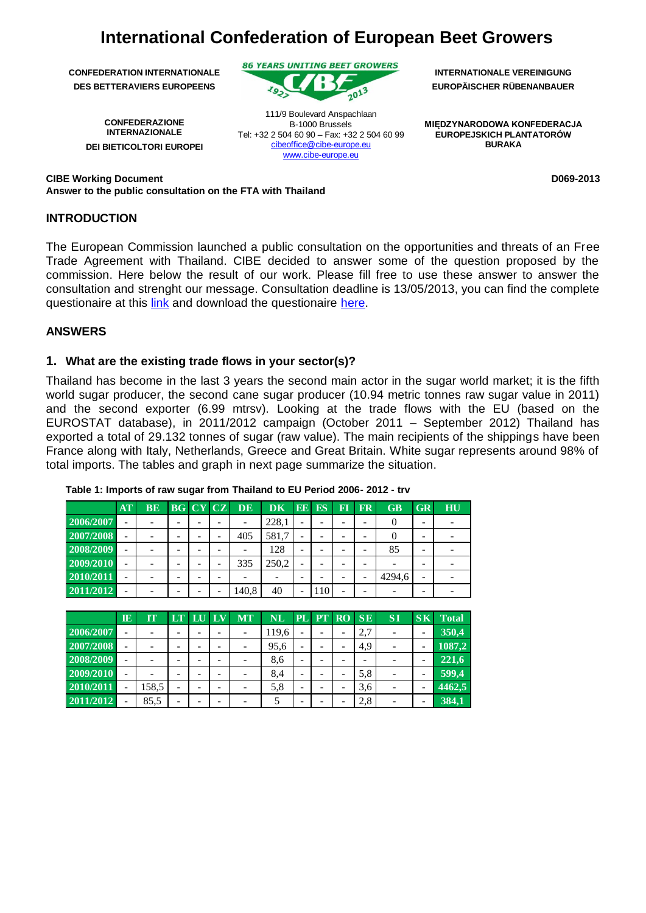# International Confederation of European Beet Growers

**CONFEDERATION INTERNATIONALE DES BETTERAVIERS EUROPEENS**

**86 YEARS UNITING BEET GROWERS**
CIBE 1927 2013

**INTERNATIONALE VEREINIGUNG EUROPÄISCHER RÜBENANBAUER**

**CONFEDERAZIONE INTERNAZIONALE DEI BIETICOLTORI EUROPEI**

111/9 Boulevard Anspachlaan
B-1000 Brussels
Tel: +32 2 504 60 90 – Fax: +32 2 504 60 99
cibeoffice@cibe-europe.eu
www.cibe-europe.eu

**MIĘDZYNARODOWA KONFEDERACJA EUROPEJSKICH PLANTATORÓW BURAKA**

**CIBE Working Document** **D069-2013**
**Answer to the public consultation on the FTA with Thailand**

## INTRODUCTION

The European Commission launched a public consultation on the opportunities and threats of an Free Trade Agreement with Thailand. CIBE decided to answer some of the question proposed by the commission. Here below the result of our work. Please fill free to use these answer to answer the consultation and strenght our message. Consultation deadline is 13/05/2013, you can find the complete questionaire at this link and download the questionaire here.

## ANSWERS

### 1. What are the existing trade flows in your sector(s)?

Thailand has become in the last 3 years the second main actor in the sugar world market; it is the fifth world sugar producer, the second cane sugar producer (10.94 metric tonnes raw sugar value in 2011) and the second exporter (6.99 mtrsv). Looking at the trade flows with the EU (based on the EUROSTAT database), in 2011/2012 campaign (October 2011 – September 2012) Thailand has exported a total of 29.132 tonnes of sugar (raw value). The main recipients of the shippings have been France along with Italy, Netherlands, Greece and Great Britain. White sugar represents around 98% of total imports. The tables and graph in next page summarize the situation.

**Table 1: Imports of raw sugar from Thailand to EU Period 2006- 2012 - trv**

| | AT | BE | BG | CY | CZ | DE | DK | EE | ES | FI | FR | GB | GR | HU |
|---|---|---|---|---|---|---|---|---|---|---|---|---|---|---|
| 2006/2007 | - | - | - | - | - | - | 228,1 | - | - | - | - | 0 | - | - |
| 2007/2008 | - | - | - | - | - | 405 | 581,7 | - | - | - | - | 0 | - | - |
| 2008/2009 | - | - | - | - | - | - | 128 | - | - | - | - | 85 | - | - |
| 2009/2010 | - | - | - | - | - | 335 | 250,2 | - | - | - | - | - | - | - |
| 2010/2011 | - | - | - | - | - | - | - | - | - | - | - | 4294,6 | - | - |
| 2011/2012 | - | - | - | - | - | 140,8 | 40 | - | 110 | - | - | - | - | - |

| | IE | IT | LT | LU | LV | MT | NL | PL | PT | RO | SE | SI | SK | Total |
|---|---|---|---|---|---|---|---|---|---|---|---|---|---|---|
| 2006/2007 | - | - | - | - | - | - | 119,6 | - | - | - | 2,7 | - | - | 350,4 |
| 2007/2008 | - | - | - | - | - | - | 95,6 | - | - | - | 4,9 | - | - | 1087,2 |
| 2008/2009 | - | - | - | - | - | - | 8,6 | - | - | - | - | - | - | 221,6 |
| 2009/2010 | - | - | - | - | - | - | 8,4 | - | - | - | 5,8 | - | - | 599,4 |
| 2010/2011 | - | 158,5 | - | - | - | - | 5,8 | - | - | - | 3,6 | - | - | 4462,5 |
| 2011/2012 | - | 85,5 | - | - | - | - | 5 | - | - | - | 2,8 | - | - | 384,1 |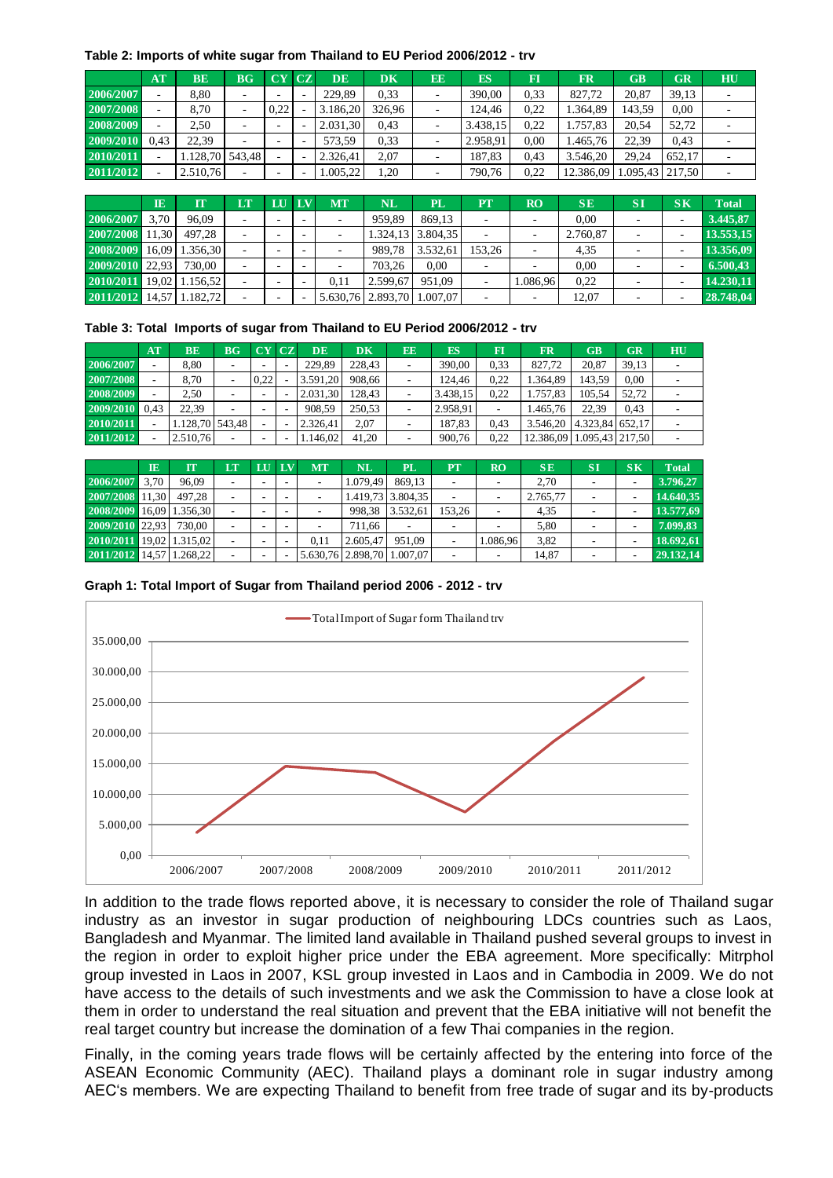**Table 2: Imports of white sugar from Thailand to EU Period 2006/2012 - trv**

| | AT | BE | BG | CY | CZ | DE | DK | EE | ES | FI | FR | GB | GR | HU |
|---|---|---|---|---|---|---|---|---|---|---|---|---|---|---|
| 2006/2007 | - | 8,80 | - | - | - | 229,89 | 0,33 | - | 390,00 | 0,33 | 827,72 | 20,87 | 39,13 | - |
| 2007/2008 | - | 8,70 | - | 0,22 | - | 3.186,20 | 326,96 | - | 124,46 | 0,22 | 1.364,89 | 143,59 | 0,00 | - |
| 2008/2009 | - | 2,50 | - | - | - | 2.031,30 | 0,43 | - | 3.438,15 | 0,22 | 1.757,83 | 20,54 | 52,72 | - |
| 2009/2010 | 0,43 | 22,39 | - | - | - | 573,59 | 0,33 | - | 2.958,91 | 0,00 | 1.465,76 | 22,39 | 0,43 | - |
| 2010/2011 | - | 1.128,70 | 543,48 | - | - | 2.326,41 | 2,07 | - | 187,83 | 0,43 | 3.546,20 | 29,24 | 652,17 | - |
| 2011/2012 | - | 2.510,76 | - | - | - | 1.005,22 | 1,20 | - | 790,76 | 0,22 | 12.386,09 | 1.095,43 | 217,50 | - |

| | IE | IT | LT | LU | LV | MT | NL | PL | PT | RO | SE | SI | SK | Total |
|---|---|---|---|---|---|---|---|---|---|---|---|---|---|---|
| 2006/2007 | 3,70 | 96,09 | - | - | - | - | 959,89 | 869,13 | - | - | 0,00 | - | - | 3.445,87 |
| 2007/2008 | 11,30 | 497,28 | - | - | - | - | 1.324,13 | 3.804,35 | - | - | 2.760,87 | - | - | 13.553,15 |
| 2008/2009 | 16,09 | 1.356,30 | - | - | - | - | 989,78 | 3.532,61 | 153,26 | - | 4,35 | - | - | 13.356,09 |
| 2009/2010 | 22,93 | 730,00 | - | - | - | - | 703,26 | 0,00 | - | - | 0,00 | - | - | 6.500,43 |
| 2010/2011 | 19,02 | 1.156,52 | - | - | - | 0,11 | 2.599,67 | 951,09 | - | 1.086,96 | 0,22 | - | - | 14.230,11 |
| 2011/2012 | 14,57 | 1.182,72 | - | - | - | 5.630,76 | 2.893,70 | 1.007,07 | - | - | 12,07 | - | - | 28.748,04 |

**Table 3: Total Imports of sugar from Thailand to EU Period 2006/2012 - trv**

| | AT | BE | BG | CY | CZ | DE | DK | EE | ES | FI | FR | GB | GR | HU |
|---|---|---|---|---|---|---|---|---|---|---|---|---|---|---|
| 2006/2007 | - | 8,80 | - | - | - | 229,89 | 228,43 | - | 390,00 | 0,33 | 827,72 | 20,87 | 39,13 | - |
| 2007/2008 | - | 8,70 | - | 0,22 | - | 3.591,20 | 908,66 | - | 124,46 | 0,22 | 1.364,89 | 143,59 | 0,00 | - |
| 2008/2009 | - | 2,50 | - | - | - | 2.031,30 | 128,43 | - | 3.438,15 | 0,22 | 1.757,83 | 105,54 | 52,72 | - |
| 2009/2010 | 0,43 | 22,39 | - | - | - | 908,59 | 250,53 | - | 2.958,91 | - | 1.465,76 | 22,39 | 0,43 | - |
| 2010/2011 | - | 1.128,70 | 543,48 | - | - | 2.326,41 | 27,20 | - | 187,83 | 0,43 | 3.546,20 | 4.323,84 | 652,17 | - |
| 2011/2012 | - | 2.510,76 | - | - | - | 1.146,02 | 41,20 | - | 900,76 | 0,22 | 12.386,09 | 1.095,43 | 217,50 | - |

| | IE | IT | LT | LU | LV | MT | NL | PL | PT | RO | SE | SI | SK | Total |
|---|---|---|---|---|---|---|---|---|---|---|---|---|---|---|
| 2006/2007 | 3,70 | 96,09 | - | - | - | - | 1.079,49 | 869,13 | - | - | 2,70 | - | - | 3.796,27 |
| 2007/2008 | 11,30 | 497,28 | - | - | - | - | 1.419,73 | 3.804,35 | - | - | 2.765,77 | - | - | 14.640,35 |
| 2008/2009 | 16,09 | 1.356,30 | - | - | - | - | 998,38 | 3.532,61 | 153,26 | - | 4,35 | - | - | 13.577,69 |
| 2009/2010 | 22,93 | 730,00 | - | - | - | - | 711,66 | - | - | - | 5,80 | - | - | 7.099,83 |
| 2010/2011 | 19,02 | 1.315,02 | - | - | - | 0,11 | 2.605,47 | 951,09 | - | 1.086,96 | 3,82 | - | - | 18.692,61 |
| 2011/2012 | 14,57 | 1.268,22 | - | - | - | 5.630,76 | 2.898,70 | 1.007,07 | - | - | 14,87 | - | - | 29.132,14 |

**Graph 1: Total Import of Sugar from Thailand period 2006 - 2012 - trv**

Total Import of Sugar form Thailand trv

35.000,00
30.000,00
25.000,00
20.000,00
15.000,00
10.000,00
5.000,00
0,00

2006/2007 2007/2008 2008/2009 2009/2010 2010/2011 2011/2012

In addition to the trade flows reported above, it is necessary to consider the role of Thailand sugar industry as an investor in sugar production of neighbouring LDCs countries such as Laos, Bangladesh and Myanmar. The limited land available in Thailand pushed several groups to invest in the region in order to exploit higher price under the EBA agreement. More specifically: Mitrphol group invested in Laos in 2007, KSL group invested in Laos and in Cambodia in 2009. We do not have access to the details of such investments and we ask the Commission to have a close look at them in order to understand the real situation and prevent that the EBA initiative will not benefit the real target country but increase the domination of a few Thai companies in the region.

Finally, in the coming years trade flows will be certainly affected by the entering into force of the ASEAN Economic Community (AEC). Thailand plays a dominant role in sugar industry among AEC's members. We are expecting Thailand to benefit from free trade of sugar and its by-products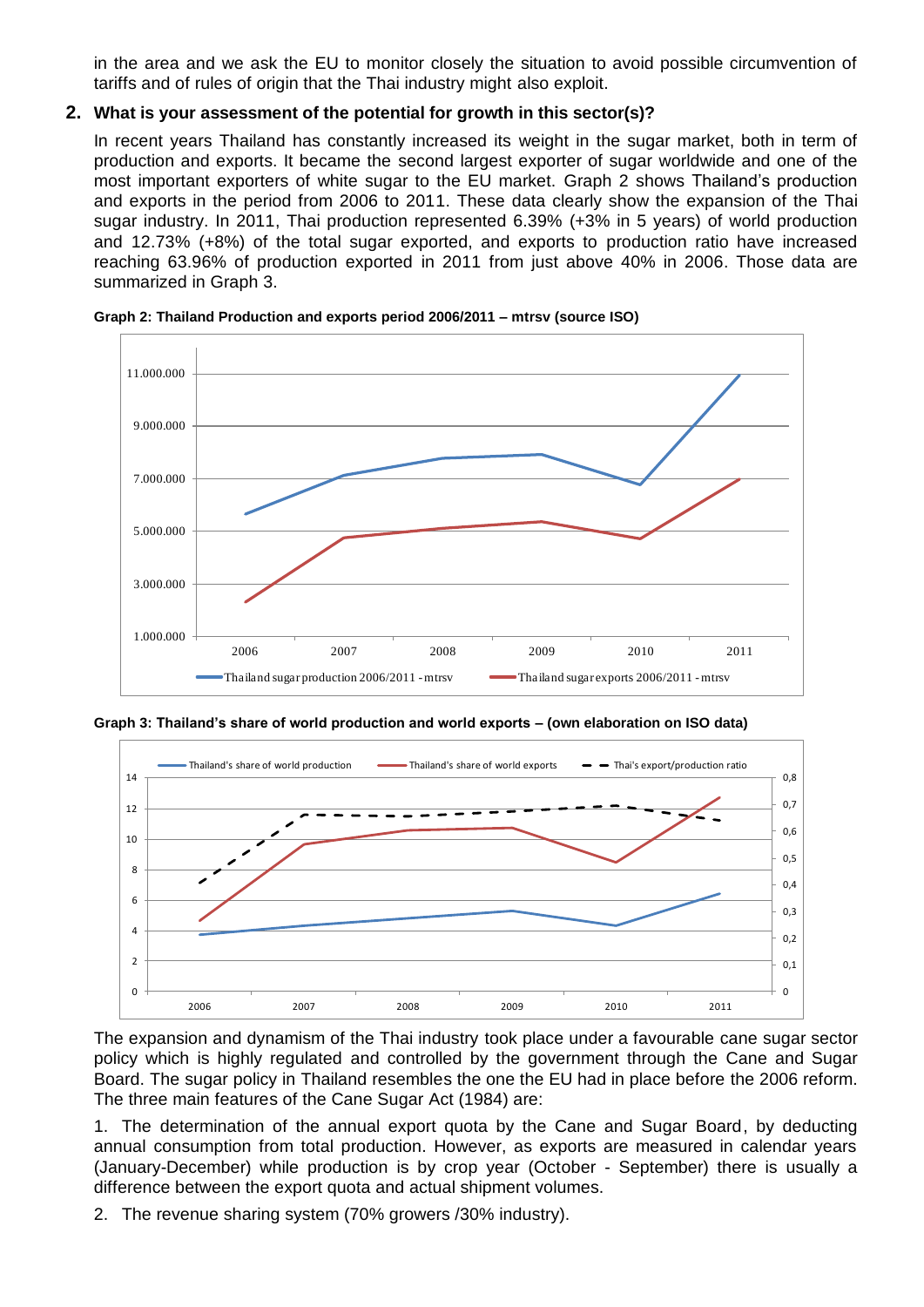in the area and we ask the EU to monitor closely the situation to avoid possible circumvention of tariffs and of rules of origin that the Thai industry might also exploit.

## 2. What is your assessment of the potential for growth in this sector(s)?

In recent years Thailand has constantly increased its weight in the sugar market, both in term of production and exports. It became the second largest exporter of sugar worldwide and one of the most important exporters of white sugar to the EU market. Graph 2 shows Thailand's production and exports in the period from 2006 to 2011. These data clearly show the expansion of the Thai sugar industry. In 2011, Thai production represented 6.39% (+3% in 5 years) of world production and 12.73% (+8%) of the total sugar exported, and exports to production ratio have increased reaching 63.96% of production exported in 2011 from just above 40% in 2006. Those data are summarized in Graph 3.

**Graph 2: Thailand Production and exports period 2006/2011 – mtrsv (source ISO)**

11.000.000
9.000.000
7.000.000
5.000.000
3.000.000
1.000.000
2006 2007 2008 2009 2010 2011
Thailand sugar production 2006/2011 - mtrsv
Thailand sugar exports 2006/2011 - mtrsv

**Graph 3: Thailand's share of world production and world exports – (own elaboration on ISO data)**

Thailand's share of world production
Thailand's share of world exports
Thai's export/production ratio
14 12 10 8 6 4 2 0
0,8 0,7 0,6 0,5 0,4 0,3 0,2 0,1 0
2006 2007 2008 2009 2010 2011

The expansion and dynamism of the Thai industry took place under a favourable cane sugar sector policy which is highly regulated and controlled by the government through the Cane and Sugar Board. The sugar policy in Thailand resembles the one the EU had in place before the 2006 reform. The three main features of the Cane Sugar Act (1984) are:

1. The determination of the annual export quota by the Cane and Sugar Board, by deducting annual consumption from total production. However, as exports are measured in calendar years (January-December) while production is by crop year (October - September) there is usually a difference between the export quota and actual shipment volumes.

2. The revenue sharing system (70% growers /30% industry).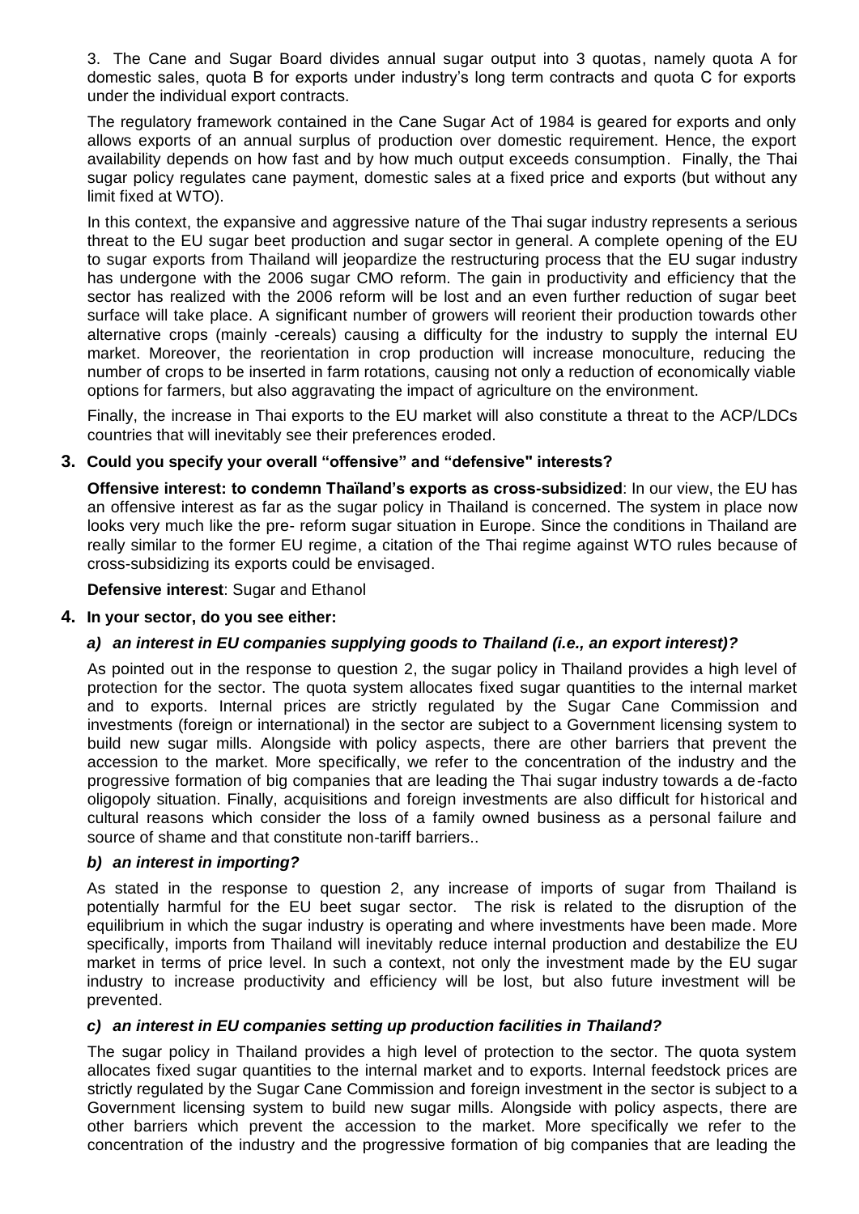3. The Cane and Sugar Board divides annual sugar output into 3 quotas, namely quota A for domestic sales, quota B for exports under industry's long term contracts and quota C for exports under the individual export contracts.

The regulatory framework contained in the Cane Sugar Act of 1984 is geared for exports and only allows exports of an annual surplus of production over domestic requirement. Hence, the export availability depends on how fast and by how much output exceeds consumption. Finally, the Thai sugar policy regulates cane payment, domestic sales at a fixed price and exports (but without any limit fixed at WTO).

In this context, the expansive and aggressive nature of the Thai sugar industry represents a serious threat to the EU sugar beet production and sugar sector in general. A complete opening of the EU to sugar exports from Thailand will jeopardize the restructuring process that the EU sugar industry has undergone with the 2006 sugar CMO reform. The gain in productivity and efficiency that the sector has realized with the 2006 reform will be lost and an even further reduction of sugar beet surface will take place. A significant number of growers will reorient their production towards other alternative crops (mainly -cereals) causing a difficulty for the industry to supply the internal EU market. Moreover, the reorientation in crop production will increase monoculture, reducing the number of crops to be inserted in farm rotations, causing not only a reduction of economically viable options for farmers, but also aggravating the impact of agriculture on the environment.

Finally, the increase in Thai exports to the EU market will also constitute a threat to the ACP/LDCs countries that will inevitably see their preferences eroded.

**3. Could you specify your overall "offensive" and "defensive" interests?**

**Offensive interest: to condemn Thaïland's exports as cross-subsidized**: In our view, the EU has an offensive interest as far as the sugar policy in Thailand is concerned. The system in place now looks very much like the pre- reform sugar situation in Europe. Since the conditions in Thailand are really similar to the former EU regime, a citation of the Thai regime against WTO rules because of cross-subsidizing its exports could be envisaged.

**Defensive interest**: Sugar and Ethanol

**4. In your sector, do you see either:**

***a) an interest in EU companies supplying goods to Thailand (i.e., an export interest)?***

As pointed out in the response to question 2, the sugar policy in Thailand provides a high level of protection for the sector. The quota system allocates fixed sugar quantities to the internal market and to exports. Internal prices are strictly regulated by the Sugar Cane Commission and investments (foreign or international) in the sector are subject to a Government licensing system to build new sugar mills. Alongside with policy aspects, there are other barriers that prevent the accession to the market. More specifically, we refer to the concentration of the industry and the progressive formation of big companies that are leading the Thai sugar industry towards a de-facto oligopoly situation. Finally, acquisitions and foreign investments are also difficult for historical and cultural reasons which consider the loss of a family owned business as a personal failure and source of shame and that constitute non-tariff barriers..

***b) an interest in importing?***

As stated in the response to question 2, any increase of imports of sugar from Thailand is potentially harmful for the EU beet sugar sector. The risk is related to the disruption of the equilibrium in which the sugar industry is operating and where investments have been made. More specifically, imports from Thailand will inevitably reduce internal production and destabilize the EU market in terms of price level. In such a context, not only the investment made by the EU sugar industry to increase productivity and efficiency will be lost, but also future investment will be prevented.

***c) an interest in EU companies setting up production facilities in Thailand?***

The sugar policy in Thailand provides a high level of protection to the sector. The quota system allocates fixed sugar quantities to the internal market and to exports. Internal feedstock prices are strictly regulated by the Sugar Cane Commission and foreign investment in the sector is subject to a Government licensing system to build new sugar mills. Alongside with policy aspects, there are other barriers which prevent the accession to the market. More specifically we refer to the concentration of the industry and the progressive formation of big companies that are leading the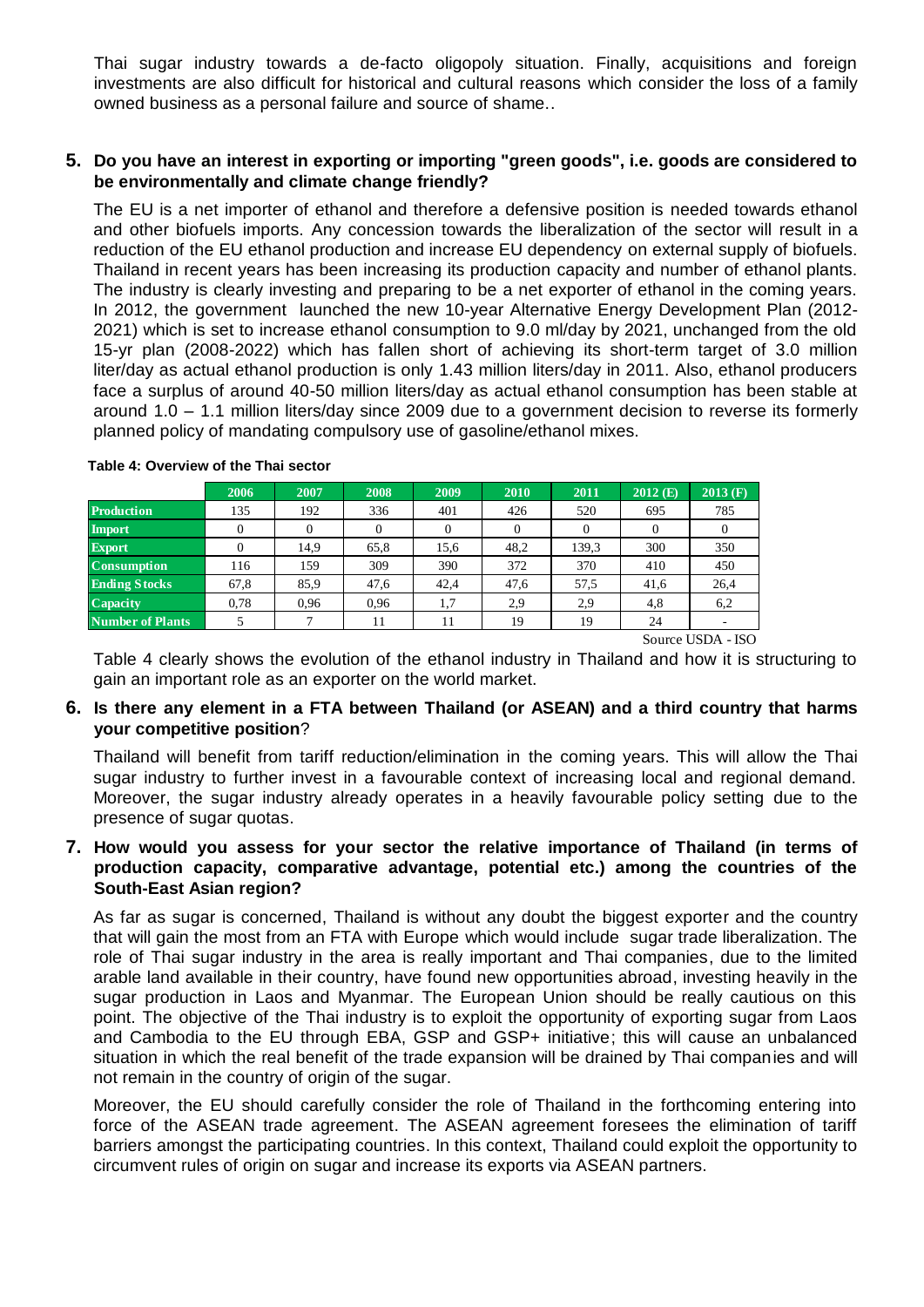Thai sugar industry towards a de-facto oligopoly situation. Finally, acquisitions and foreign investments are also difficult for historical and cultural reasons which consider the loss of a family owned business as a personal failure and source of shame..

## 5. Do you have an interest in exporting or importing "green goods", i.e. goods are considered to be environmentally and climate change friendly?

The EU is a net importer of ethanol and therefore a defensive position is needed towards ethanol and other biofuels imports. Any concession towards the liberalization of the sector will result in a reduction of the EU ethanol production and increase EU dependency on external supply of biofuels. Thailand in recent years has been increasing its production capacity and number of ethanol plants. The industry is clearly investing and preparing to be a net exporter of ethanol in the coming years. In 2012, the government launched the new 10-year Alternative Energy Development Plan (2012-2021) which is set to increase ethanol consumption to 9.0 ml/day by 2021, unchanged from the old 15-yr plan (2008-2022) which has fallen short of achieving its short-term target of 3.0 million liter/day as actual ethanol production is only 1.43 million liters/day in 2011. Also, ethanol producers face a surplus of around 40-50 million liters/day as actual ethanol consumption has been stable at around 1.0 – 1.1 million liters/day since 2009 due to a government decision to reverse its formerly planned policy of mandating compulsory use of gasoline/ethanol mixes.

**Table 4: Overview of the Thai sector**

| | 2006 | 2007 | 2008 | 2009 | 2010 | 2011 | 2012 (E) | 2013 (F) |
|---|---|---|---|---|---|---|---|---|
| Production | 135 | 192 | 336 | 401 | 426 | 520 | 695 | 785 |
| Import | 0 | 0 | 0 | 0 | 0 | 0 | 0 | 0 |
| Export | 0 | 14,9 | 65,8 | 15,6 | 48,2 | 139,3 | 300 | 350 |
| Consumption | 116 | 159 | 309 | 390 | 372 | 370 | 410 | 450 |
| Ending Stocks | 67,8 | 85,9 | 47,6 | 42,4 | 47,6 | 57,5 | 41,6 | 26,4 |
| Capacity | 0,78 | 0,96 | 0,96 | 1,7 | 2,9 | 2,9 | 4,8 | 6,2 |
| Number of Plants | 5 | 7 | 11 | 11 | 19 | 19 | 24 | - |

Source USDA - ISO

Table 4 clearly shows the evolution of the ethanol industry in Thailand and how it is structuring to gain an important role as an exporter on the world market.

## 6. Is there any element in a FTA between Thailand (or ASEAN) and a third country that harms your competitive position?

Thailand will benefit from tariff reduction/elimination in the coming years. This will allow the Thai sugar industry to further invest in a favourable context of increasing local and regional demand. Moreover, the sugar industry already operates in a heavily favourable policy setting due to the presence of sugar quotas.

## 7. How would you assess for your sector the relative importance of Thailand (in terms of production capacity, comparative advantage, potential etc.) among the countries of the South-East Asian region?

As far as sugar is concerned, Thailand is without any doubt the biggest exporter and the country that will gain the most from an FTA with Europe which would include sugar trade liberalization. The role of Thai sugar industry in the area is really important and Thai companies, due to the limited arable land available in their country, have found new opportunities abroad, investing heavily in the sugar production in Laos and Myanmar. The European Union should be really cautious on this point. The objective of the Thai industry is to exploit the opportunity of exporting sugar from Laos and Cambodia to the EU through EBA, GSP and GSP+ initiative; this will cause an unbalanced situation in which the real benefit of the trade expansion will be drained by Thai companies and will not remain in the country of origin of the sugar.

Moreover, the EU should carefully consider the role of Thailand in the forthcoming entering into force of the ASEAN trade agreement. The ASEAN agreement foresees the elimination of tariff barriers amongst the participating countries. In this context, Thailand could exploit the opportunity to circumvent rules of origin on sugar and increase its exports via ASEAN partners.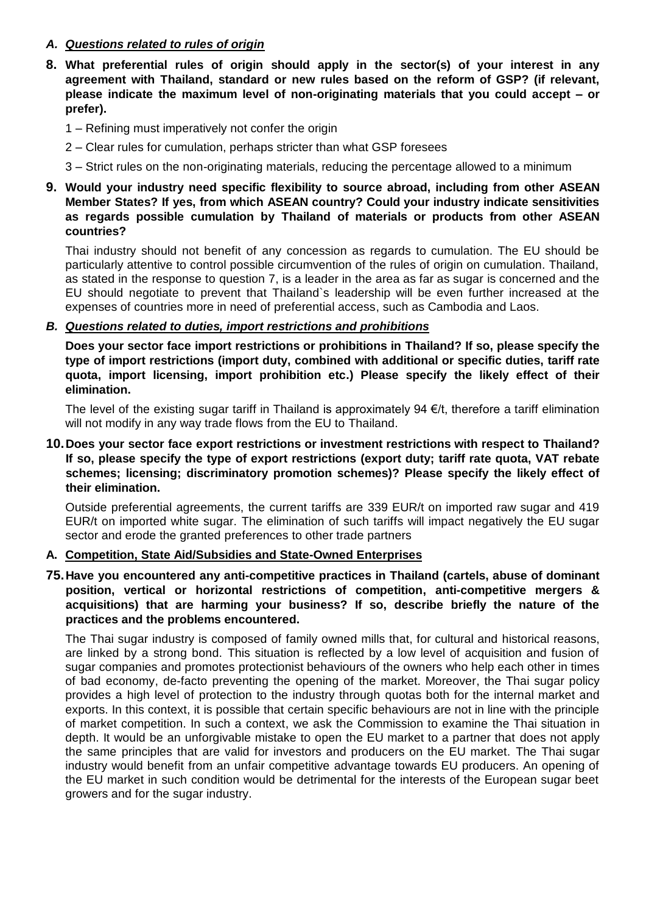### *A. Questions related to rules of origin*

**8. What preferential rules of origin should apply in the sector(s) of your interest in any agreement with Thailand, standard or new rules based on the reform of GSP? (if relevant, please indicate the maximum level of non-originating materials that you could accept – or prefer).**

1 – Refining must imperatively not confer the origin

2 – Clear rules for cumulation, perhaps stricter than what GSP foresees

3 – Strict rules on the non-originating materials, reducing the percentage allowed to a minimum

**9. Would your industry need specific flexibility to source abroad, including from other ASEAN Member States? If yes, from which ASEAN country? Could your industry indicate sensitivities as regards possible cumulation by Thailand of materials or products from other ASEAN countries?**

Thai industry should not benefit of any concession as regards to cumulation. The EU should be particularly attentive to control possible circumvention of the rules of origin on cumulation. Thailand, as stated in the response to question 7, is a leader in the area as far as sugar is concerned and the EU should negotiate to prevent that Thailand`s leadership will be even further increased at the expenses of countries more in need of preferential access, such as Cambodia and Laos.

### *B. Questions related to duties, import restrictions and prohibitions*

**Does your sector face import restrictions or prohibitions in Thailand? If so, please specify the type of import restrictions (import duty, combined with additional or specific duties, tariff rate quota, import licensing, import prohibition etc.) Please specify the likely effect of their elimination.**

The level of the existing sugar tariff in Thailand is approximately 94 €/t, therefore a tariff elimination will not modify in any way trade flows from the EU to Thailand.

**10. Does your sector face export restrictions or investment restrictions with respect to Thailand? If so, please specify the type of export restrictions (export duty; tariff rate quota, VAT rebate schemes; licensing; discriminatory promotion schemes)? Please specify the likely effect of their elimination.**

Outside preferential agreements, the current tariffs are 339 EUR/t on imported raw sugar and 419 EUR/t on imported white sugar. The elimination of such tariffs will impact negatively the EU sugar sector and erode the granted preferences to other trade partners

### A. Competition, State Aid/Subsidies and State-Owned Enterprises

**75. Have you encountered any anti-competitive practices in Thailand (cartels, abuse of dominant position, vertical or horizontal restrictions of competition, anti-competitive mergers & acquisitions) that are harming your business? If so, describe briefly the nature of the practices and the problems encountered.**

The Thai sugar industry is composed of family owned mills that, for cultural and historical reasons, are linked by a strong bond. This situation is reflected by a low level of acquisition and fusion of sugar companies and promotes protectionist behaviours of the owners who help each other in times of bad economy, de-facto preventing the opening of the market. Moreover, the Thai sugar policy provides a high level of protection to the industry through quotas both for the internal market and exports. In this context, it is possible that certain specific behaviours are not in line with the principle of market competition. In such a context, we ask the Commission to examine the Thai situation in depth. It would be an unforgivable mistake to open the EU market to a partner that does not apply the same principles that are valid for investors and producers on the EU market. The Thai sugar industry would benefit from an unfair competitive advantage towards EU producers. An opening of the EU market in such condition would be detrimental for the interests of the European sugar beet growers and for the sugar industry.